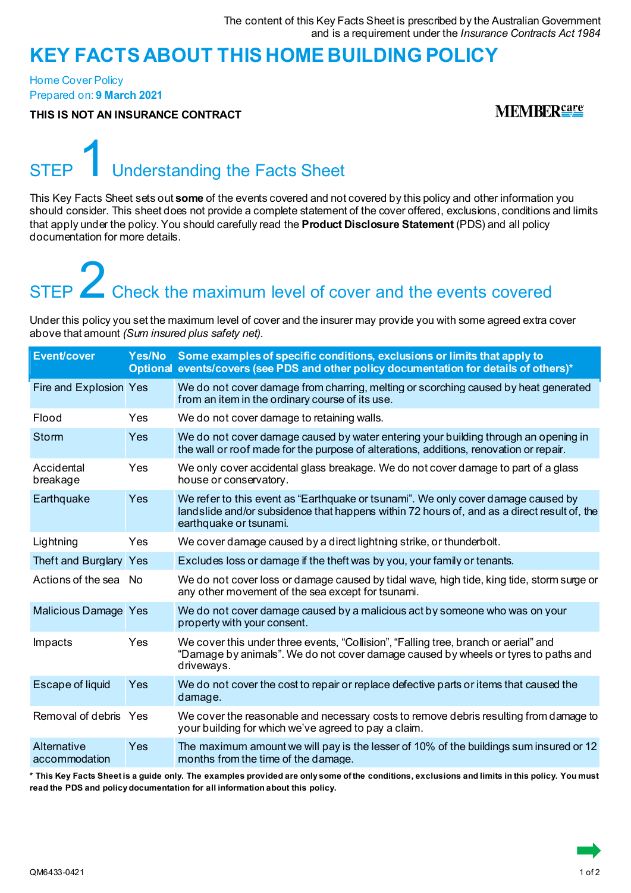The content of this Key Facts Sheet is prescribed by the Australian Government and is a requirement under the *Insurance Contracts Act 1984*

# KEY FACTS ABOUT THIS HOME BUILDING POLICY

Home Cover Policy
Prepared on: **9 March 2021**

**THIS IS NOT AN INSURANCE CONTRACT**

MEMBERcare

## STEP 1 Understanding the Facts Sheet

This Key Facts Sheet sets out **some** of the events covered and not covered by this policy and other information you should consider. This sheet does not provide a complete statement of the cover offered, exclusions, conditions and limits that apply under the policy. You should carefully read the **Product Disclosure Statement** (PDS) and all policy documentation for more details.

## STEP 2 Check the maximum level of cover and the events covered

Under this policy you set the maximum level of cover and the insurer may provide you with some agreed extra cover above that amount *(Sum insured plus safety net)*.

| Event/cover | Yes/No Optional | Some examples of specific conditions, exclusions or limits that apply to events/covers (see PDS and other policy documentation for details of others)* |
|---|---|---|
| Fire and Explosion | Yes | We do not cover damage from charring, melting or scorching caused by heat generated from an item in the ordinary course of its use. |
| Flood | Yes | We do not cover damage to retaining walls. |
| Storm | Yes | We do not cover damage caused by water entering your building through an opening in the wall or roof made for the purpose of alterations, additions, renovation or repair. |
| Accidental breakage | Yes | We only cover accidental glass breakage. We do not cover damage to part of a glass house or conservatory. |
| Earthquake | Yes | We refer to this event as "Earthquake or tsunami". We only cover damage caused by landslide and/or subsidence that happens within 72 hours of, and as a direct result of, the earthquake or tsunami. |
| Lightning | Yes | We cover damage caused by a direct lightning strike, or thunderbolt. |
| Theft and Burglary | Yes | Excludes loss or damage if the theft was by you, your family or tenants. |
| Actions of the sea | No | We do not cover loss or damage caused by tidal wave, high tide, king tide, storm surge or any other movement of the sea except for tsunami. |
| Malicious Damage | Yes | We do not cover damage caused by a malicious act by someone who was on your property with your consent. |
| Impacts | Yes | We cover this under three events, "Collision", "Falling tree, branch or aerial" and "Damage by animals". We do not cover damage caused by wheels or tyres to paths and driveways. |
| Escape of liquid | Yes | We do not cover the cost to repair or replace defective parts or items that caused the damage. |
| Removal of debris | Yes | We cover the reasonable and necessary costs to remove debris resulting from damage to your building for which we've agreed to pay a claim. |
| Alternative accommodation | Yes | The maximum amount we will pay is the lesser of 10% of the buildings sum insured or 12 months from the time of the damage. |

**\* This Key Facts Sheet is a guide only. The examples provided are only some of the conditions, exclusions and limits in this policy. You must read the PDS and policy documentation for all information about this policy.**

QM6433-0421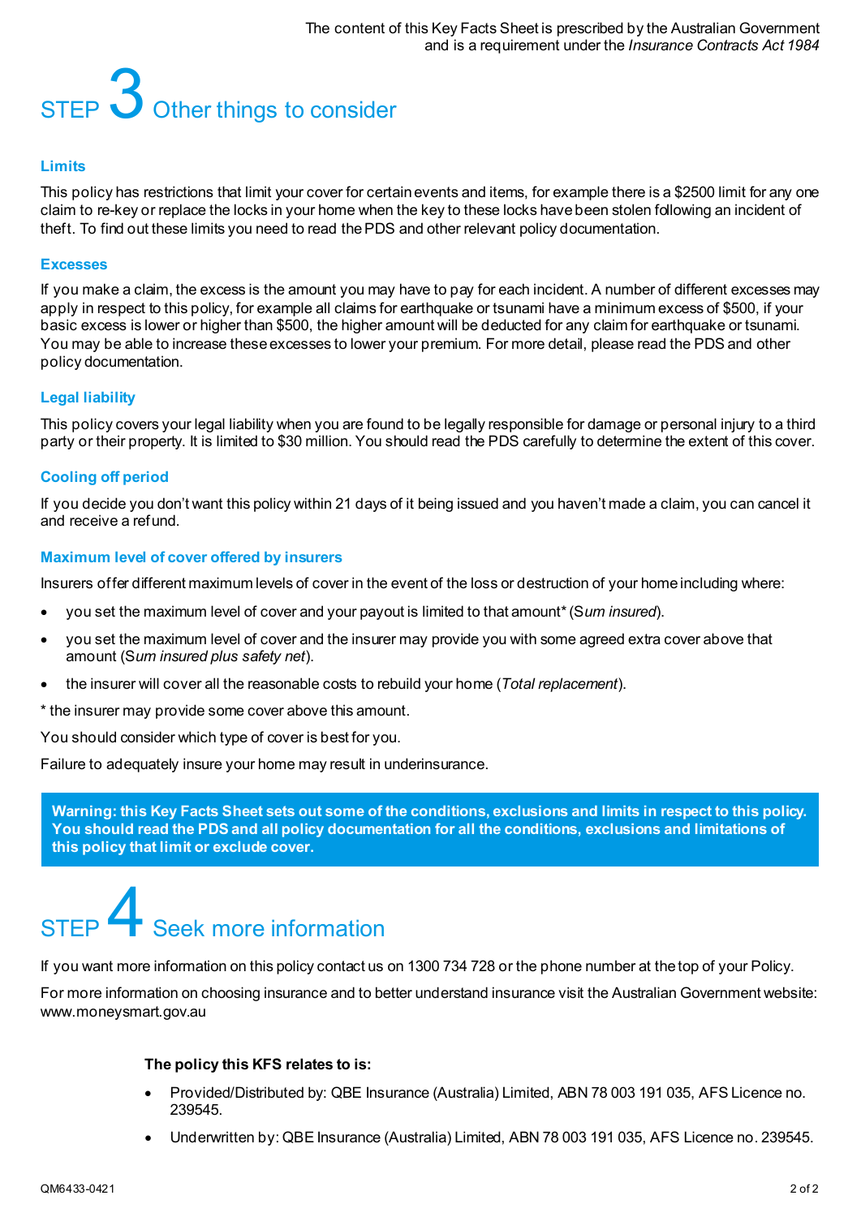The content of this Key Facts Sheet is prescribed by the Australian Government and is a requirement under the *Insurance Contracts Act 1984*

# STEP 3 Other things to consider

### Limits

This policy has restrictions that limit your cover for certain events and items, for example there is a $2500 limit for any one claim to re-key or replace the locks in your home when the key to these locks have been stolen following an incident of theft. To find out these limits you need to read the PDS and other relevant policy documentation.

### Excesses

If you make a claim, the excess is the amount you may have to pay for each incident. A number of different excesses may apply in respect to this policy, for example all claims for earthquake or tsunami have a minimum excess of $500, if your basic excess is lower or higher than $500, the higher amount will be deducted for any claim for earthquake or tsunami. You may be able to increase these excesses to lower your premium. For more detail, please read the PDS and other policy documentation.

### Legal liability

This policy covers your legal liability when you are found to be legally responsible for damage or personal injury to a third party or their property. It is limited to $30 million. You should read the PDS carefully to determine the extent of this cover.

### Cooling off period

If you decide you don't want this policy within 21 days of it being issued and you haven't made a claim, you can cancel it and receive a refund.

### Maximum level of cover offered by insurers

Insurers offer different maximum levels of cover in the event of the loss or destruction of your home including where:

- you set the maximum level of cover and your payout is limited to that amount* (*Sum insured*).
- you set the maximum level of cover and the insurer may provide you with some agreed extra cover above that amount (*Sum insured plus safety net*).
- the insurer will cover all the reasonable costs to rebuild your home (*Total replacement*).

* the insurer may provide some cover above this amount.

You should consider which type of cover is best for you.

Failure to adequately insure your home may result in underinsurance.

**Warning: this Key Facts Sheet sets out some of the conditions, exclusions and limits in respect to this policy. You should read the PDS and all policy documentation for all the conditions, exclusions and limitations of this policy that limit or exclude cover.**

# STEP 4 Seek more information

If you want more information on this policy contact us on 1300 734 728 or the phone number at the top of your Policy.

For more information on choosing insurance and to better understand insurance visit the Australian Government website: www.moneysmart.gov.au

**The policy this KFS relates to is:**

- Provided/Distributed by: QBE Insurance (Australia) Limited, ABN 78 003 191 035, AFS Licence no. 239545.
- Underwritten by: QBE Insurance (Australia) Limited, ABN 78 003 191 035, AFS Licence no. 239545.

QM6433-0421